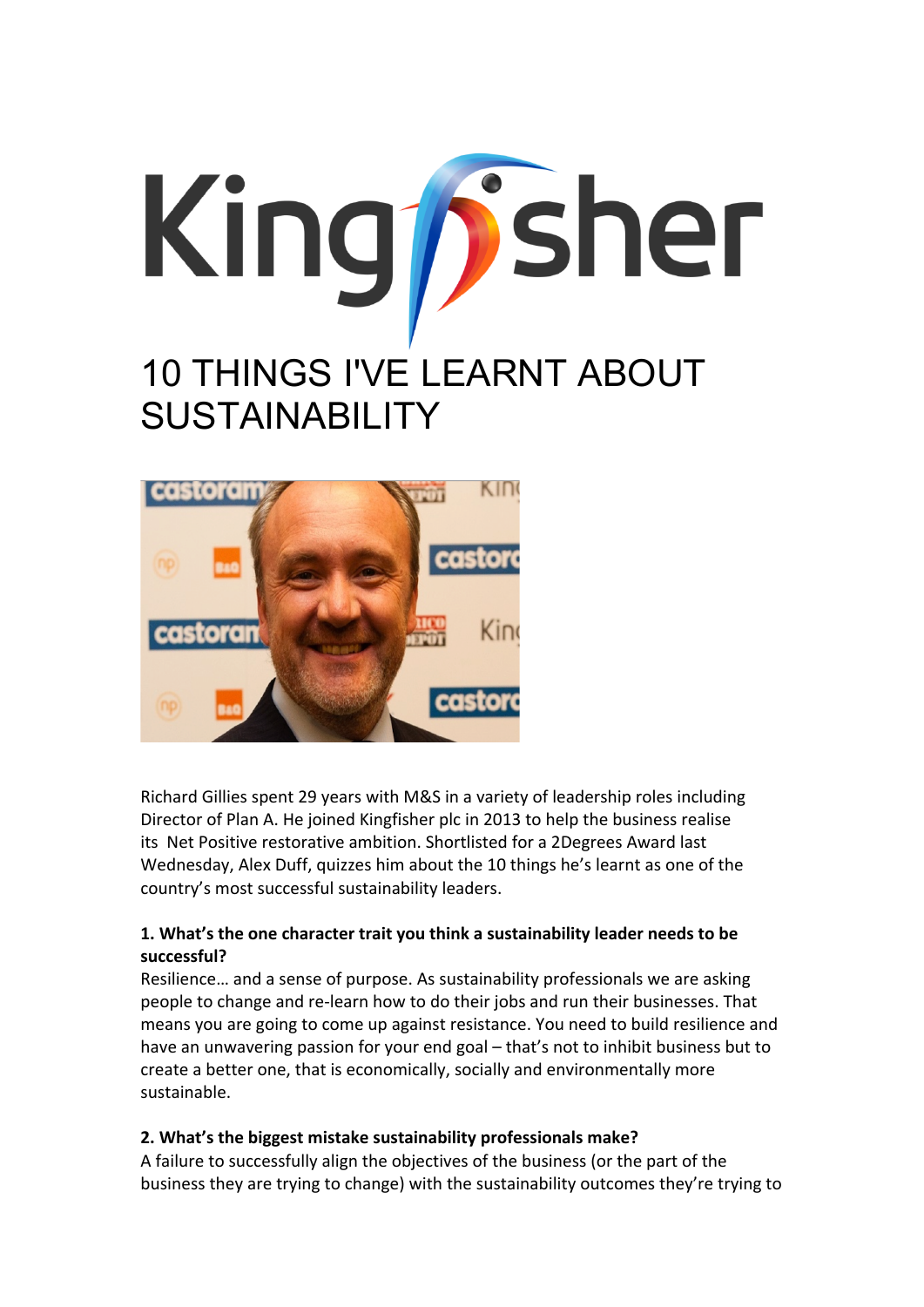Kingfisher

# 10 THINGS I'VE LEARNT ABOUT SUSTAINABILITY

Richard Gillies spent 29 years with M&S in a variety of leadership roles including Director of Plan A. He joined Kingfisher plc in 2013 to help the business realise its Net Positive restorative ambition. Shortlisted for a 2Degrees Award last Wednesday, Alex Duff, quizzes him about the 10 things he's learnt as one of the country's most successful sustainability leaders.

**1. What's the one character trait you think a sustainability leader needs to be successful?**

Resilience… and a sense of purpose. As sustainability professionals we are asking people to change and re-learn how to do their jobs and run their businesses. That means you are going to come up against resistance. You need to build resilience and have an unwavering passion for your end goal – that's not to inhibit business but to create a better one, that is economically, socially and environmentally more sustainable.

**2. What's the biggest mistake sustainability professionals make?**

A failure to successfully align the objectives of the business (or the part of the business they are trying to change) with the sustainability outcomes they're trying to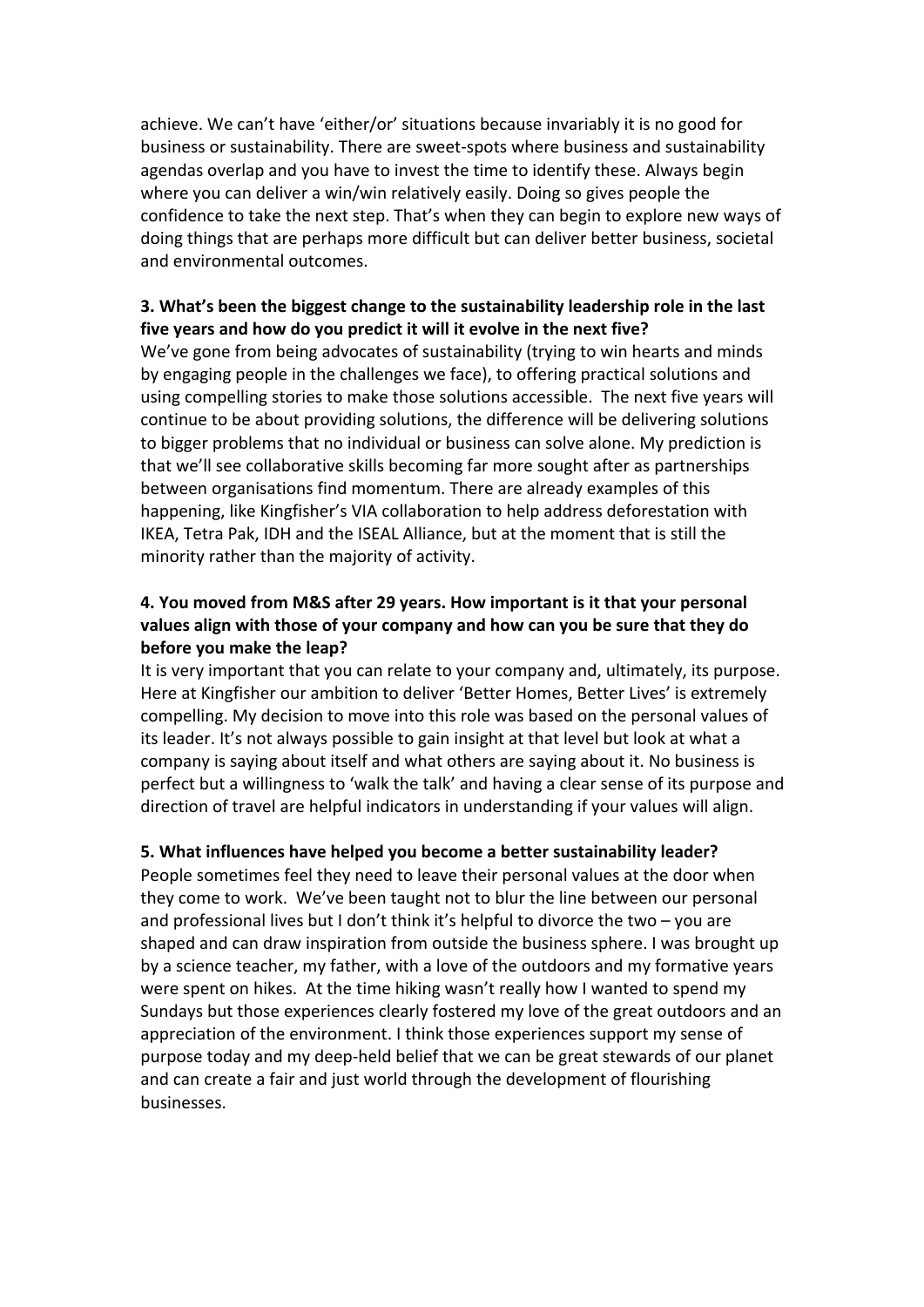achieve. We can't have 'either/or' situations because invariably it is no good for business or sustainability. There are sweet-spots where business and sustainability agendas overlap and you have to invest the time to identify these. Always begin where you can deliver a win/win relatively easily. Doing so gives people the confidence to take the next step. That's when they can begin to explore new ways of doing things that are perhaps more difficult but can deliver better business, societal and environmental outcomes.

**3. What's been the biggest change to the sustainability leadership role in the last five years and how do you predict it will it evolve in the next five?**

We've gone from being advocates of sustainability (trying to win hearts and minds by engaging people in the challenges we face), to offering practical solutions and using compelling stories to make those solutions accessible. The next five years will continue to be about providing solutions, the difference will be delivering solutions to bigger problems that no individual or business can solve alone. My prediction is that we'll see collaborative skills becoming far more sought after as partnerships between organisations find momentum. There are already examples of this happening, like Kingfisher's VIA collaboration to help address deforestation with IKEA, Tetra Pak, IDH and the ISEAL Alliance, but at the moment that is still the minority rather than the majority of activity.

**4. You moved from M&S after 29 years. How important is it that your personal values align with those of your company and how can you be sure that they do before you make the leap?**

It is very important that you can relate to your company and, ultimately, its purpose. Here at Kingfisher our ambition to deliver 'Better Homes, Better Lives' is extremely compelling. My decision to move into this role was based on the personal values of its leader. It's not always possible to gain insight at that level but look at what a company is saying about itself and what others are saying about it. No business is perfect but a willingness to 'walk the talk' and having a clear sense of its purpose and direction of travel are helpful indicators in understanding if your values will align.

**5. What influences have helped you become a better sustainability leader?**

People sometimes feel they need to leave their personal values at the door when they come to work. We've been taught not to blur the line between our personal and professional lives but I don't think it's helpful to divorce the two – you are shaped and can draw inspiration from outside the business sphere. I was brought up by a science teacher, my father, with a love of the outdoors and my formative years were spent on hikes. At the time hiking wasn't really how I wanted to spend my Sundays but those experiences clearly fostered my love of the great outdoors and an appreciation of the environment. I think those experiences support my sense of purpose today and my deep-held belief that we can be great stewards of our planet and can create a fair and just world through the development of flourishing businesses.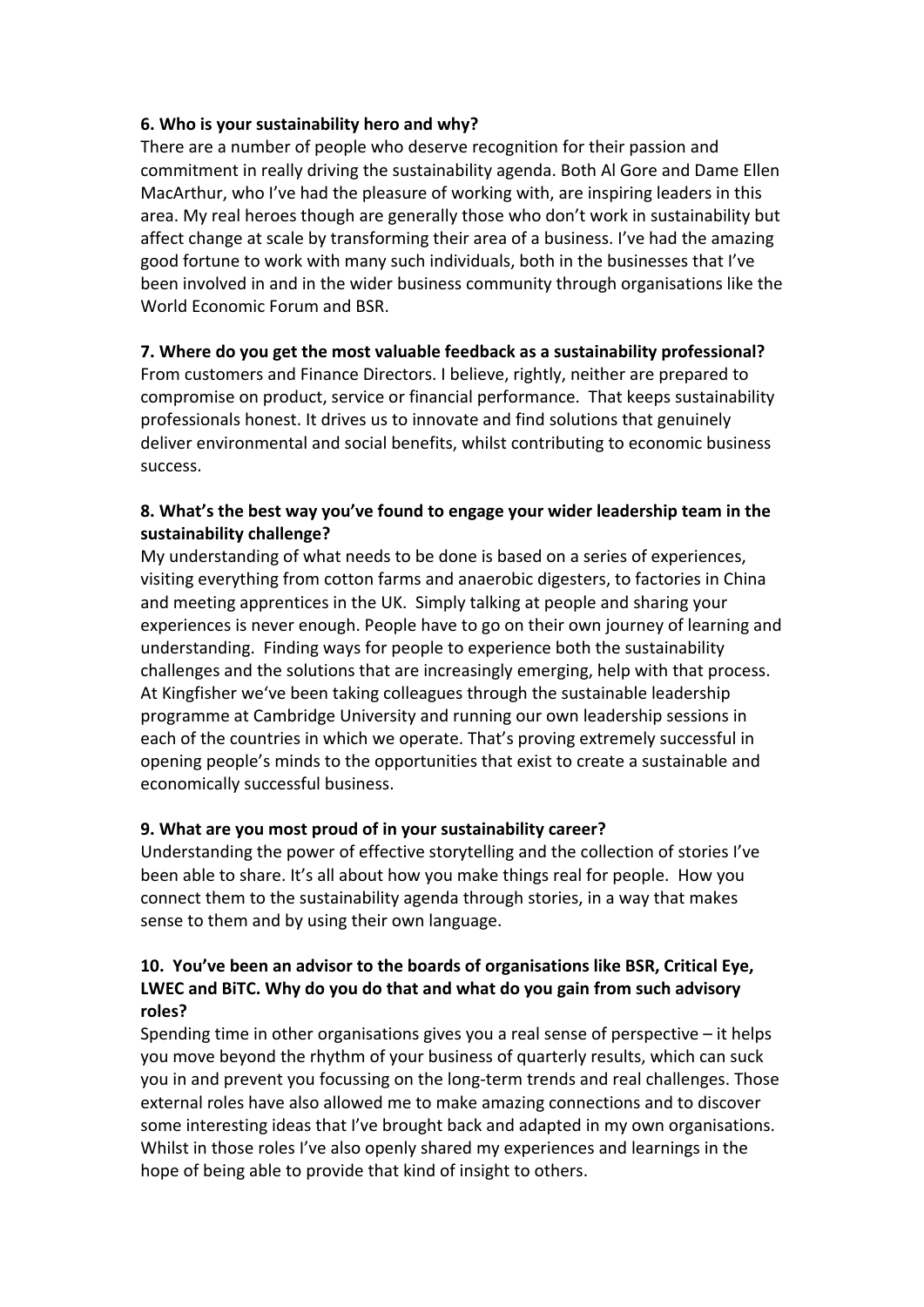**6. Who is your sustainability hero and why?**

There are a number of people who deserve recognition for their passion and commitment in really driving the sustainability agenda. Both Al Gore and Dame Ellen MacArthur, who I've had the pleasure of working with, are inspiring leaders in this area. My real heroes though are generally those who don't work in sustainability but affect change at scale by transforming their area of a business. I've had the amazing good fortune to work with many such individuals, both in the businesses that I've been involved in and in the wider business community through organisations like the World Economic Forum and BSR.

**7. Where do you get the most valuable feedback as a sustainability professional?**

From customers and Finance Directors. I believe, rightly, neither are prepared to compromise on product, service or financial performance. That keeps sustainability professionals honest. It drives us to innovate and find solutions that genuinely deliver environmental and social benefits, whilst contributing to economic business success.

**8. What's the best way you've found to engage your wider leadership team in the sustainability challenge?**

My understanding of what needs to be done is based on a series of experiences, visiting everything from cotton farms and anaerobic digesters, to factories in China and meeting apprentices in the UK. Simply talking at people and sharing your experiences is never enough. People have to go on their own journey of learning and understanding. Finding ways for people to experience both the sustainability challenges and the solutions that are increasingly emerging, help with that process. At Kingfisher we've been taking colleagues through the sustainable leadership programme at Cambridge University and running our own leadership sessions in each of the countries in which we operate. That's proving extremely successful in opening people's minds to the opportunities that exist to create a sustainable and economically successful business.

**9. What are you most proud of in your sustainability career?**

Understanding the power of effective storytelling and the collection of stories I've been able to share. It's all about how you make things real for people. How you connect them to the sustainability agenda through stories, in a way that makes sense to them and by using their own language.

**10. You've been an advisor to the boards of organisations like BSR, Critical Eye, LWEC and BiTC. Why do you do that and what do you gain from such advisory roles?**

Spending time in other organisations gives you a real sense of perspective – it helps you move beyond the rhythm of your business of quarterly results, which can suck you in and prevent you focussing on the long-term trends and real challenges. Those external roles have also allowed me to make amazing connections and to discover some interesting ideas that I've brought back and adapted in my own organisations. Whilst in those roles I've also openly shared my experiences and learnings in the hope of being able to provide that kind of insight to others.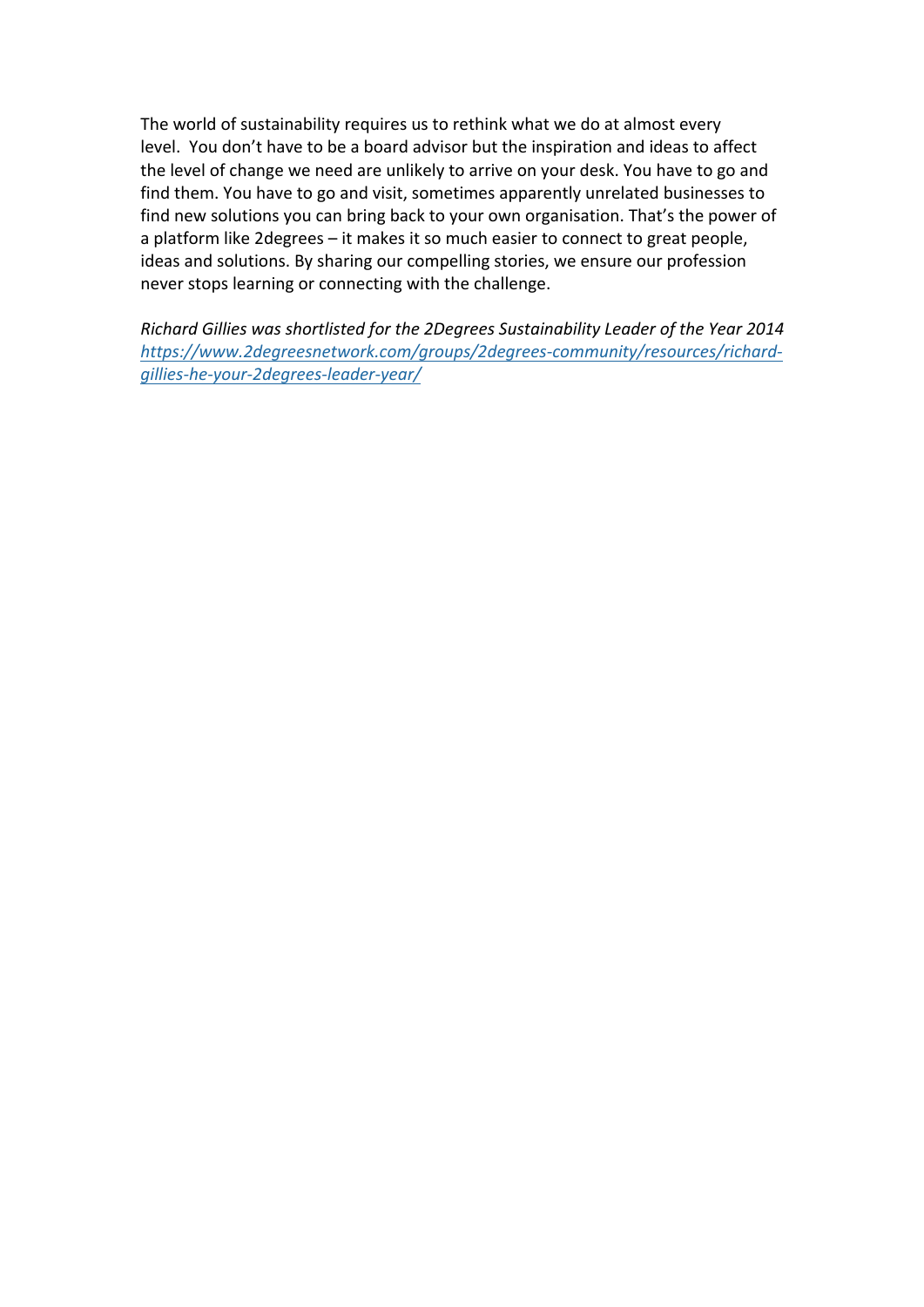The world of sustainability requires us to rethink what we do at almost every level. You don't have to be a board advisor but the inspiration and ideas to affect the level of change we need are unlikely to arrive on your desk. You have to go and find them. You have to go and visit, sometimes apparently unrelated businesses to find new solutions you can bring back to your own organisation. That's the power of a platform like 2degrees – it makes it so much easier to connect to great people, ideas and solutions. By sharing our compelling stories, we ensure our profession never stops learning or connecting with the challenge.

*Richard Gillies was shortlisted for the 2Degrees Sustainability Leader of the Year 2014*
*https://www.2degreesnetwork.com/groups/2degrees-community/resources/richard-gillies-he-your-2degrees-leader-year/*